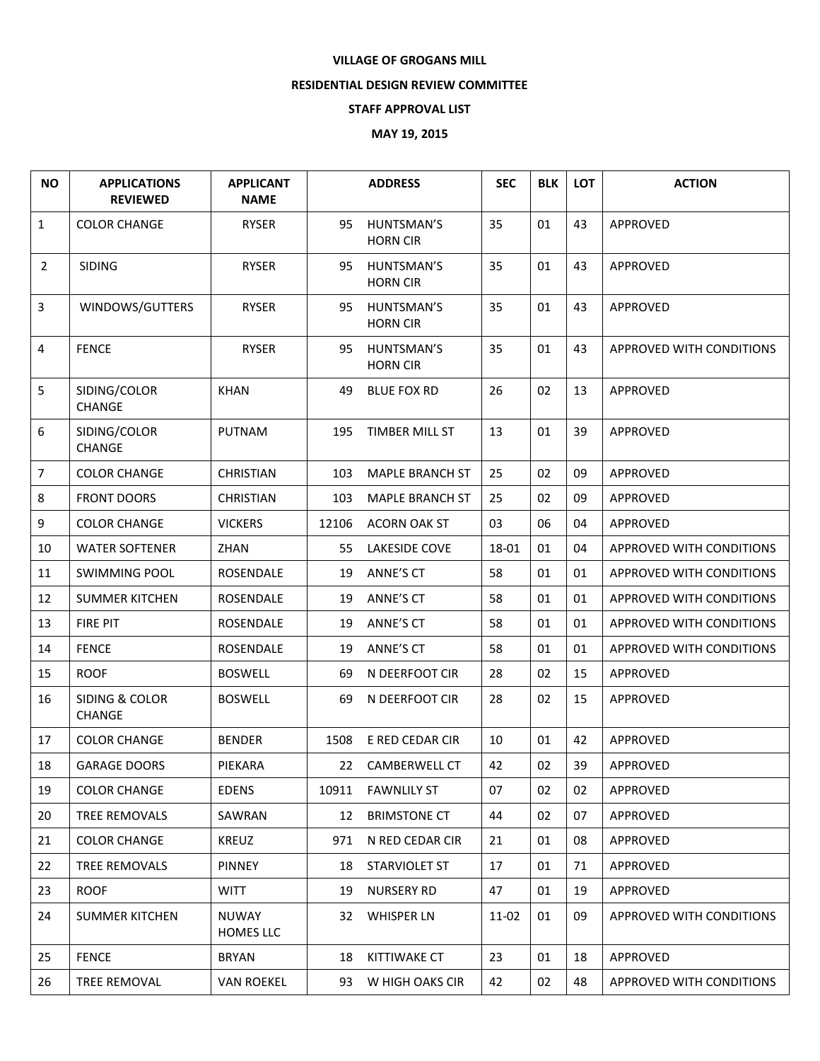**VILLAGE OF GROGANS MILL**

**RESIDENTIAL DESIGN REVIEW COMMITTEE**

**STAFF APPROVAL LIST**

**MAY 19, 2015**

| NO | APPLICATIONS REVIEWED | APPLICANT NAME | ADDRESS | | SEC | BLK | LOT | ACTION |
|---|---|---|---|---|---|---|---|---|
| 1 | COLOR CHANGE | RYSER | 95 | HUNTSMAN'S HORN CIR | 35 | 01 | 43 | APPROVED |
| 2 | SIDING | RYSER | 95 | HUNTSMAN'S HORN CIR | 35 | 01 | 43 | APPROVED |
| 3 | WINDOWS/GUTTERS | RYSER | 95 | HUNTSMAN'S HORN CIR | 35 | 01 | 43 | APPROVED |
| 4 | FENCE | RYSER | 95 | HUNTSMAN'S HORN CIR | 35 | 01 | 43 | APPROVED WITH CONDITIONS |
| 5 | SIDING/COLOR CHANGE | KHAN | 49 | BLUE FOX RD | 26 | 02 | 13 | APPROVED |
| 6 | SIDING/COLOR CHANGE | PUTNAM | 195 | TIMBER MILL ST | 13 | 01 | 39 | APPROVED |
| 7 | COLOR CHANGE | CHRISTIAN | 103 | MAPLE BRANCH ST | 25 | 02 | 09 | APPROVED |
| 8 | FRONT DOORS | CHRISTIAN | 103 | MAPLE BRANCH ST | 25 | 02 | 09 | APPROVED |
| 9 | COLOR CHANGE | VICKERS | 12106 | ACORN OAK ST | 03 | 06 | 04 | APPROVED |
| 10 | WATER SOFTENER | ZHAN | 55 | LAKESIDE COVE | 18-01 | 01 | 04 | APPROVED WITH CONDITIONS |
| 11 | SWIMMING POOL | ROSENDALE | 19 | ANNE'S CT | 58 | 01 | 01 | APPROVED WITH CONDITIONS |
| 12 | SUMMER KITCHEN | ROSENDALE | 19 | ANNE'S CT | 58 | 01 | 01 | APPROVED WITH CONDITIONS |
| 13 | FIRE PIT | ROSENDALE | 19 | ANNE'S CT | 58 | 01 | 01 | APPROVED WITH CONDITIONS |
| 14 | FENCE | ROSENDALE | 19 | ANNE'S CT | 58 | 01 | 01 | APPROVED WITH CONDITIONS |
| 15 | ROOF | BOSWELL | 69 | N DEERFOOT CIR | 28 | 02 | 15 | APPROVED |
| 16 | SIDING & COLOR CHANGE | BOSWELL | 69 | N DEERFOOT CIR | 28 | 02 | 15 | APPROVED |
| 17 | COLOR CHANGE | BENDER | 1508 | E RED CEDAR CIR | 10 | 01 | 42 | APPROVED |
| 18 | GARAGE DOORS | PIEKARA | 22 | CAMBERWELL CT | 42 | 02 | 39 | APPROVED |
| 19 | COLOR CHANGE | EDENS | 10911 | FAWNLILY ST | 07 | 02 | 02 | APPROVED |
| 20 | TREE REMOVALS | SAWRAN | 12 | BRIMSTONE CT | 44 | 02 | 07 | APPROVED |
| 21 | COLOR CHANGE | KREUZ | 971 | N RED CEDAR CIR | 21 | 01 | 08 | APPROVED |
| 22 | TREE REMOVALS | PINNEY | 18 | STARVIOLET ST | 17 | 01 | 71 | APPROVED |
| 23 | ROOF | WITT | 19 | NURSERY RD | 47 | 01 | 19 | APPROVED |
| 24 | SUMMER KITCHEN | NUWAY HOMES LLC | 32 | WHISPER LN | 11-02 | 01 | 09 | APPROVED WITH CONDITIONS |
| 25 | FENCE | BRYAN | 18 | KITTIWAKE CT | 23 | 01 | 18 | APPROVED |
| 26 | TREE REMOVAL | VAN ROEKEL | 93 | W HIGH OAKS CIR | 42 | 02 | 48 | APPROVED WITH CONDITIONS |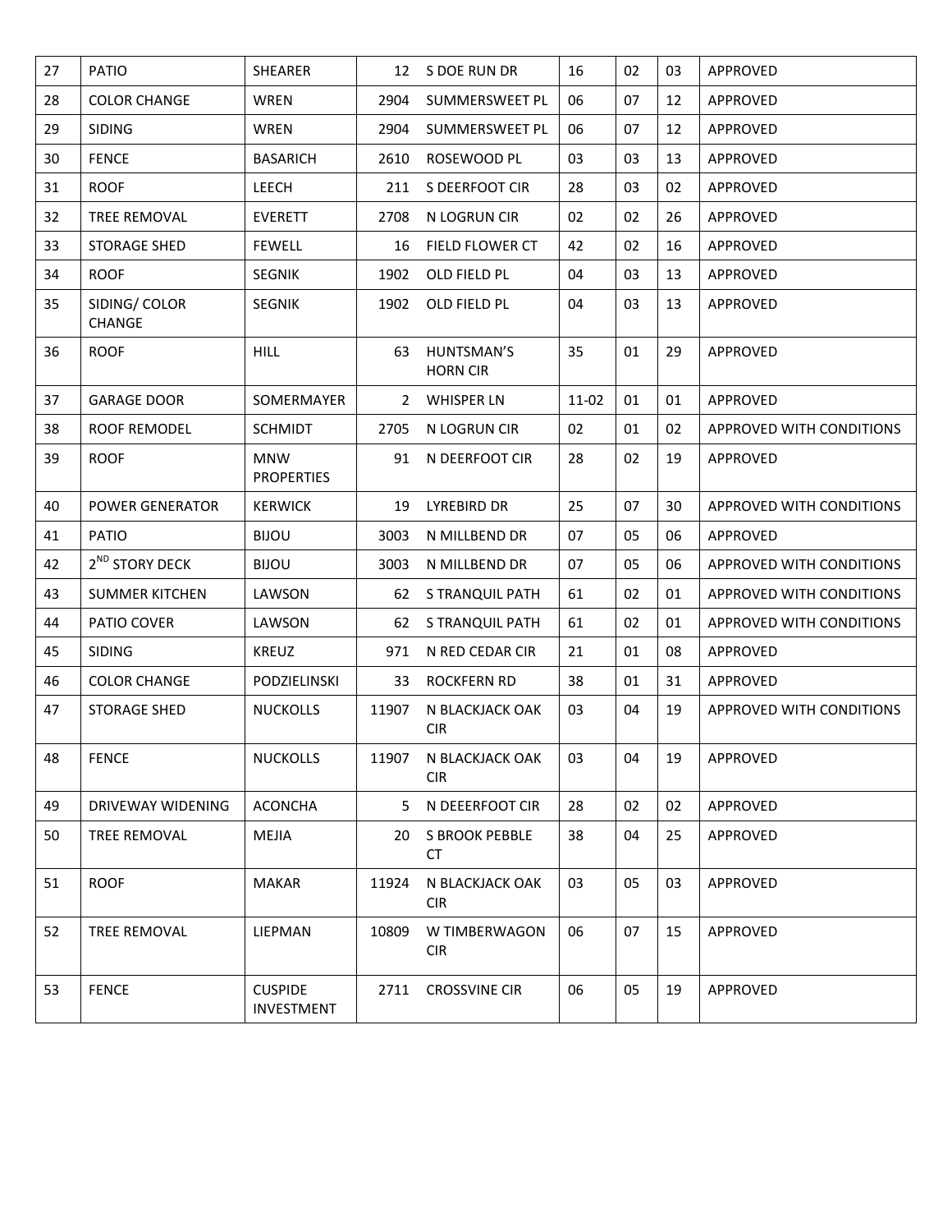| | | | | | | | | |
|---|---|---|---|---|---|---|---|---|
| 27 | PATIO | SHEARER | 12 | S DOE RUN DR | 16 | 02 | 03 | APPROVED |
| 28 | COLOR CHANGE | WREN | 2904 | SUMMERSWEET PL | 06 | 07 | 12 | APPROVED |
| 29 | SIDING | WREN | 2904 | SUMMERSWEET PL | 06 | 07 | 12 | APPROVED |
| 30 | FENCE | BASARICH | 2610 | ROSEWOOD PL | 03 | 03 | 13 | APPROVED |
| 31 | ROOF | LEECH | 211 | S DEERFOOT CIR | 28 | 03 | 02 | APPROVED |
| 32 | TREE REMOVAL | EVERETT | 2708 | N LOGRUN CIR | 02 | 02 | 26 | APPROVED |
| 33 | STORAGE SHED | FEWELL | 16 | FIELD FLOWER CT | 42 | 02 | 16 | APPROVED |
| 34 | ROOF | SEGNIK | 1902 | OLD FIELD PL | 04 | 03 | 13 | APPROVED |
| 35 | SIDING/ COLOR CHANGE | SEGNIK | 1902 | OLD FIELD PL | 04 | 03 | 13 | APPROVED |
| 36 | ROOF | HILL | 63 | HUNTSMAN'S HORN CIR | 35 | 01 | 29 | APPROVED |
| 37 | GARAGE DOOR | SOMERMAYER | 2 | WHISPER LN | 11-02 | 01 | 01 | APPROVED |
| 38 | ROOF REMODEL | SCHMIDT | 2705 | N LOGRUN CIR | 02 | 01 | 02 | APPROVED WITH CONDITIONS |
| 39 | ROOF | MNW PROPERTIES | 91 | N DEERFOOT CIR | 28 | 02 | 19 | APPROVED |
| 40 | POWER GENERATOR | KERWICK | 19 | LYREBIRD DR | 25 | 07 | 30 | APPROVED WITH CONDITIONS |
| 41 | PATIO | BIJOU | 3003 | N MILLBEND DR | 07 | 05 | 06 | APPROVED |
| 42 | 2ND STORY DECK | BIJOU | 3003 | N MILLBEND DR | 07 | 05 | 06 | APPROVED WITH CONDITIONS |
| 43 | SUMMER KITCHEN | LAWSON | 62 | S TRANQUIL PATH | 61 | 02 | 01 | APPROVED WITH CONDITIONS |
| 44 | PATIO COVER | LAWSON | 62 | S TRANQUIL PATH | 61 | 02 | 01 | APPROVED WITH CONDITIONS |
| 45 | SIDING | KREUZ | 971 | N RED CEDAR CIR | 21 | 01 | 08 | APPROVED |
| 46 | COLOR CHANGE | PODZIELINSKI | 33 | ROCKFERN RD | 38 | 01 | 31 | APPROVED |
| 47 | STORAGE SHED | NUCKOLLS | 11907 | N BLACKJACK OAK CIR | 03 | 04 | 19 | APPROVED WITH CONDITIONS |
| 48 | FENCE | NUCKOLLS | 11907 | N BLACKJACK OAK CIR | 03 | 04 | 19 | APPROVED |
| 49 | DRIVEWAY WIDENING | ACONCHA | 5 | N DEEERFOOT CIR | 28 | 02 | 02 | APPROVED |
| 50 | TREE REMOVAL | MEJIA | 20 | S BROOK PEBBLE CT | 38 | 04 | 25 | APPROVED |
| 51 | ROOF | MAKAR | 11924 | N BLACKJACK OAK CIR | 03 | 05 | 03 | APPROVED |
| 52 | TREE REMOVAL | LIEPMAN | 10809 | W TIMBERWAGON CIR | 06 | 07 | 15 | APPROVED |
| 53 | FENCE | CUSPIDE INVESTMENT | 2711 | CROSSVINE CIR | 06 | 05 | 19 | APPROVED |